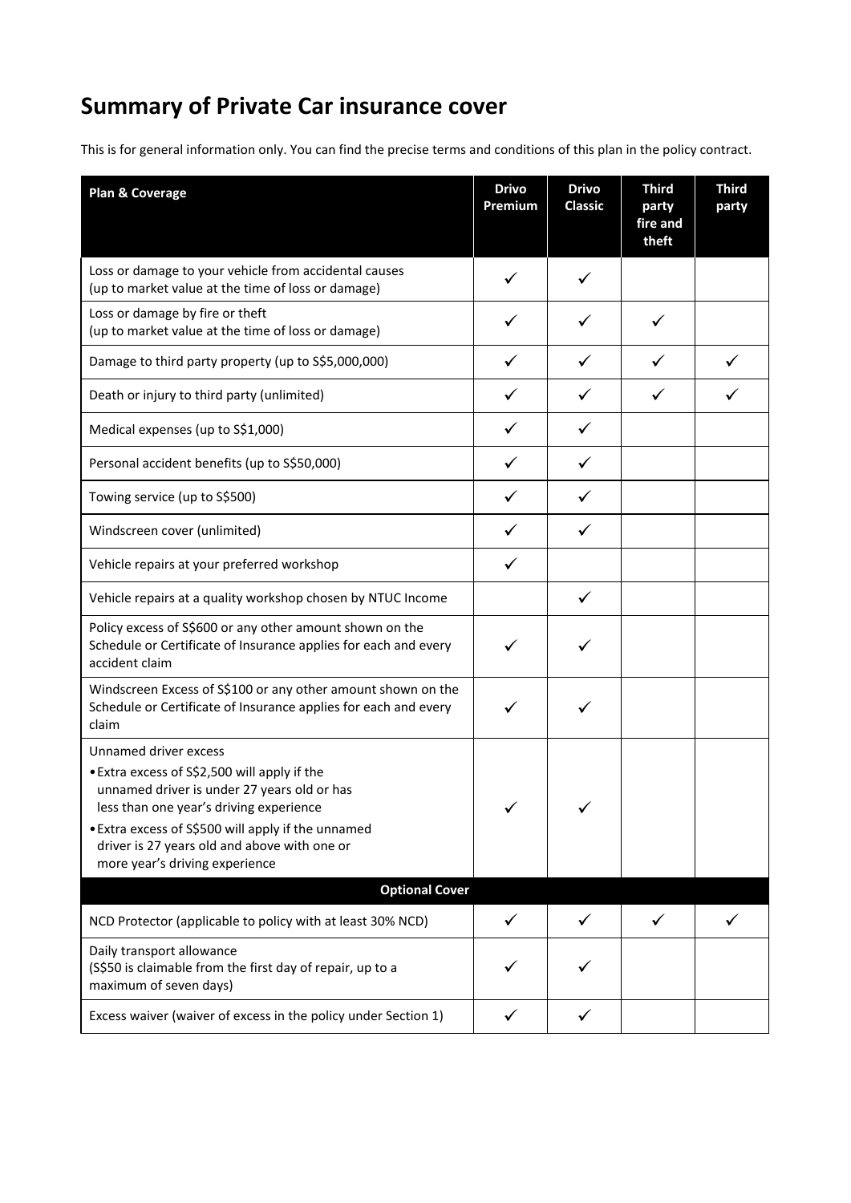# Summary of Private Car insurance cover

This is for general information only. You can find the precise terms and conditions of this plan in the policy contract.

| Plan & Coverage | Drivo Premium | Drivo Classic | Third party fire and theft | Third party |
|---|---|---|---|---|
| Loss or damage to your vehicle from accidental causes (up to market value at the time of loss or damage) | ✓ | ✓ | | |
| Loss or damage by fire or theft (up to market value at the time of loss or damage) | ✓ | ✓ | ✓ | |
| Damage to third party property (up to S$5,000,000) | ✓ | ✓ | ✓ | ✓ |
| Death or injury to third party (unlimited) | ✓ | ✓ | ✓ | ✓ |
| Medical expenses (up to S$1,000) | ✓ | ✓ | | |
| Personal accident benefits (up to S$50,000) | ✓ | ✓ | | |
| Towing service (up to S$500) | ✓ | ✓ | | |
| Windscreen cover (unlimited) | ✓ | ✓ | | |
| Vehicle repairs at your preferred workshop | ✓ | | | |
| Vehicle repairs at a quality workshop chosen by NTUC Income | | ✓ | | |
| Policy excess of S$600 or any other amount shown on the Schedule or Certificate of Insurance applies for each and every accident claim | ✓ | ✓ | | |
| Windscreen Excess of S$100 or any other amount shown on the Schedule or Certificate of Insurance applies for each and every claim | ✓ | ✓ | | |
| Unnamed driver excess<br>• Extra excess of S$2,500 will apply if the unnamed driver is under 27 years old or has less than one year's driving experience<br>• Extra excess of S$500 will apply if the unnamed driver is 27 years old and above with one or more year's driving experience | ✓ | ✓ | | |
| **Optional Cover** | | | | |
| NCD Protector (applicable to policy with at least 30% NCD) | ✓ | ✓ | ✓ | ✓ |
| Daily transport allowance (S$50 is claimable from the first day of repair, up to a maximum of seven days) | ✓ | ✓ | | |
| Excess waiver (waiver of excess in the policy under Section 1) | ✓ | ✓ | | |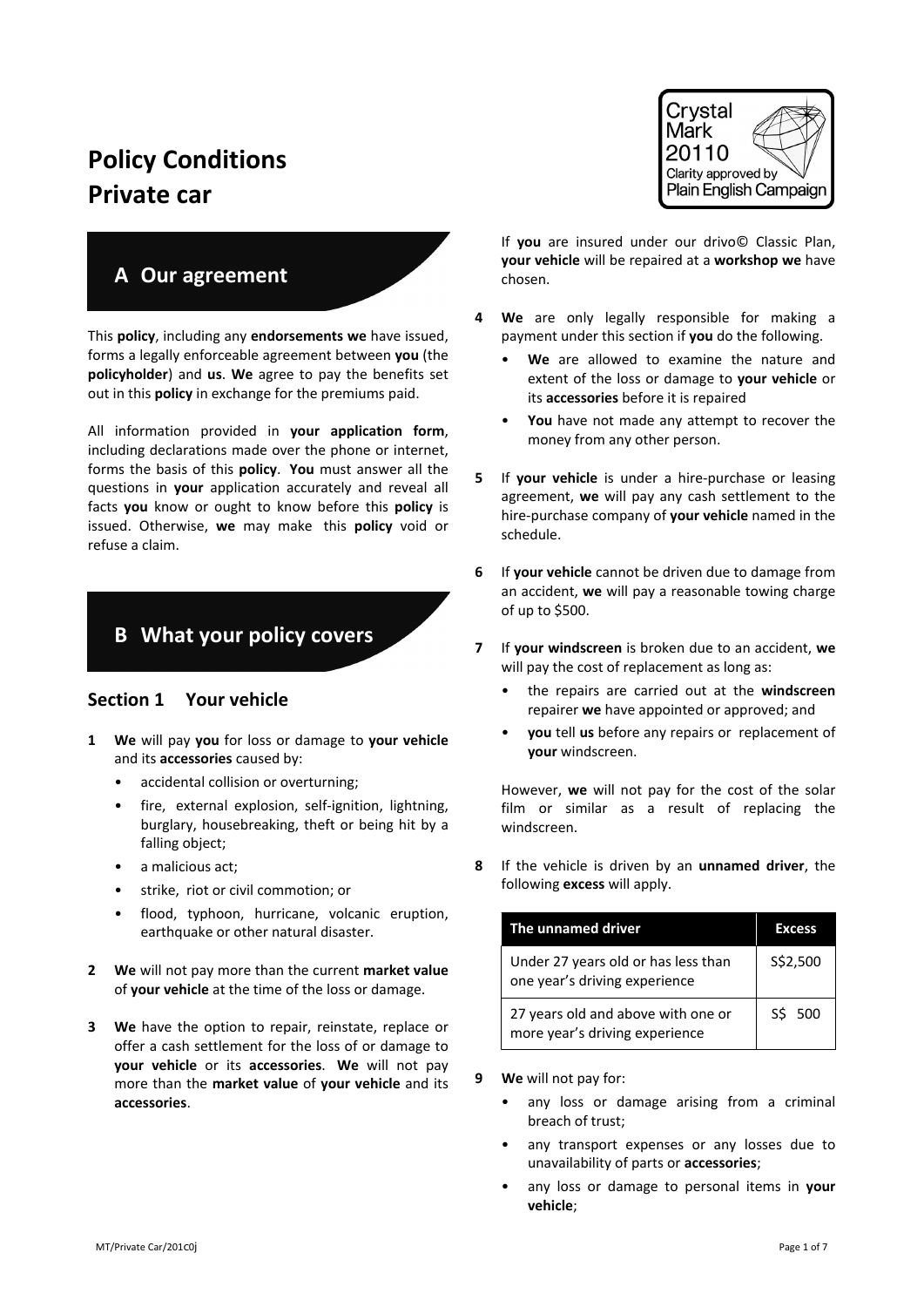# Policy Conditions
# Private car

Crystal Mark 20110 Clarity approved by Plain English Campaign

## A Our agreement

This **policy**, including any **endorsements we** have issued, forms a legally enforceable agreement between **you** (the **policyholder**) and **us**. **We** agree to pay the benefits set out in this **policy** in exchange for the premiums paid.

All information provided in **your application form**, including declarations made over the phone or internet, forms the basis of this **policy**. **You** must answer all the questions in **your** application accurately and reveal all facts **you** know or ought to know before this **policy** is issued. Otherwise, **we** may make this **policy** void or refuse a claim.

## B What your policy covers

### Section 1 Your vehicle

**1** **We** will pay **you** for loss or damage to **your vehicle** and its **accessories** caused by:

- accidental collision or overturning;
- fire, external explosion, self-ignition, lightning, burglary, housebreaking, theft or being hit by a falling object;
- a malicious act;
- strike, riot or civil commotion; or
- flood, typhoon, hurricane, volcanic eruption, earthquake or other natural disaster.

**2** **We** will not pay more than the current **market value** of **your vehicle** at the time of the loss or damage.

**3** **We** have the option to repair, reinstate, replace or offer a cash settlement for the loss of or damage to **your vehicle** or its **accessories**. **We** will not pay more than the **market value** of **your vehicle** and its **accessories**.

If **you** are insured under our drivo© Classic Plan, **your vehicle** will be repaired at a **workshop we** have chosen.

**4** **We** are only legally responsible for making a payment under this section if **you** do the following.

- **We** are allowed to examine the nature and extent of the loss or damage to **your vehicle** or its **accessories** before it is repaired
- **You** have not made any attempt to recover the money from any other person.

**5** If **your vehicle** is under a hire-purchase or leasing agreement, **we** will pay any cash settlement to the hire-purchase company of **your vehicle** named in the schedule.

**6** If **your vehicle** cannot be driven due to damage from an accident, **we** will pay a reasonable towing charge of up to $500.

**7** If **your windscreen** is broken due to an accident, **we** will pay the cost of replacement as long as:

- the repairs are carried out at the **windscreen** repairer **we** have appointed or approved; and
- **you** tell **us** before any repairs or replacement of **your** windscreen.

However, **we** will not pay for the cost of the solar film or similar as a result of replacing the windscreen.

**8** If the vehicle is driven by an **unnamed driver**, the following **excess** will apply.

| The unnamed driver | Excess |
|---|---|
| Under 27 years old or has less than one year's driving experience | S$2,500 |
| 27 years old and above with one or more year's driving experience | S$ 500 |

**9** **We** will not pay for:

- any loss or damage arising from a criminal breach of trust;
- any transport expenses or any losses due to unavailability of parts or **accessories**;
- any loss or damage to personal items in **your vehicle**;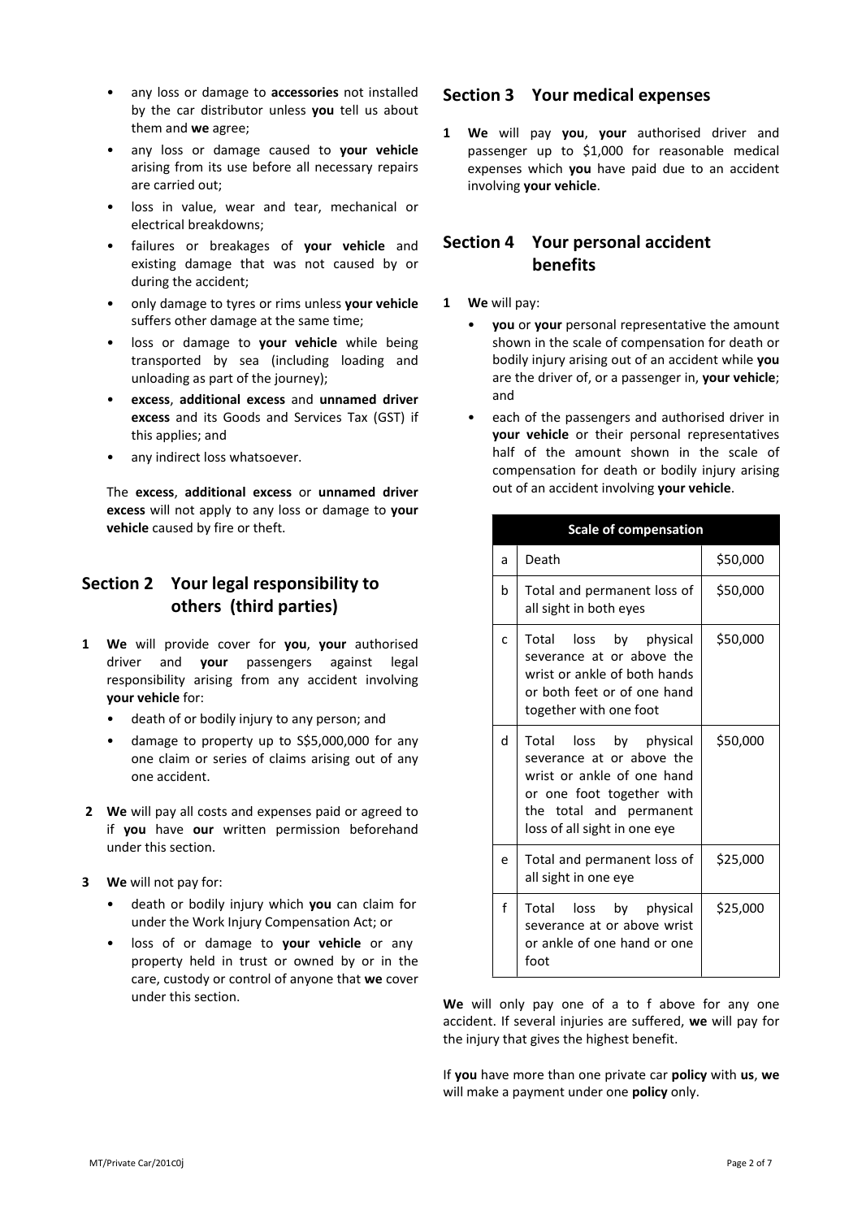- any loss or damage to **accessories** not installed by the car distributor unless **you** tell us about them and **we** agree;
- any loss or damage caused to **your vehicle** arising from its use before all necessary repairs are carried out;
- loss in value, wear and tear, mechanical or electrical breakdowns;
- failures or breakages of **your vehicle** and existing damage that was not caused by or during the accident;
- only damage to tyres or rims unless **your vehicle** suffers other damage at the same time;
- loss or damage to **your vehicle** while being transported by sea (including loading and unloading as part of the journey);
- **excess**, **additional excess** and **unnamed driver excess** and its Goods and Services Tax (GST) if this applies; and
- any indirect loss whatsoever.

The **excess**, **additional excess** or **unnamed driver excess** will not apply to any loss or damage to **your vehicle** caused by fire or theft.

## Section 2 Your legal responsibility to others (third parties)

**1** **We** will provide cover for **you**, **your** authorised driver and **your** passengers against legal responsibility arising from any accident involving **your vehicle** for:

- death of or bodily injury to any person; and
- damage to property up to S$5,000,000 for any one claim or series of claims arising out of any one accident.

**2** **We** will pay all costs and expenses paid or agreed to if **you** have **our** written permission beforehand under this section.

**3** **We** will not pay for:

- death or bodily injury which **you** can claim for under the Work Injury Compensation Act; or
- loss of or damage to **your vehicle** or any property held in trust or owned by or in the care, custody or control of anyone that **we** cover under this section.

## Section 3 Your medical expenses

**1** **We** will pay **you**, **your** authorised driver and passenger up to $1,000 for reasonable medical expenses which **you** have paid due to an accident involving **your vehicle**.

## Section 4 Your personal accident benefits

**1** **We** will pay:

- **you** or **your** personal representative the amount shown in the scale of compensation for death or bodily injury arising out of an accident while **you** are the driver of, or a passenger in, **your vehicle**; and
- each of the passengers and authorised driver in **your vehicle** or their personal representatives half of the amount shown in the scale of compensation for death or bodily injury arising out of an accident involving **your vehicle**.

| Scale of compensation | | |
|---|---|---|
| a | Death | $50,000 |
| b | Total and permanent loss of all sight in both eyes | $50,000 |
| c | Total loss by physical severance at or above the wrist or ankle of both hands or both feet or of one hand together with one foot | $50,000 |
| d | Total loss by physical severance at or above the wrist or ankle of one hand or one foot together with the total and permanent loss of all sight in one eye | $50,000 |
| e | Total and permanent loss of all sight in one eye | $25,000 |
| f | Total loss by physical severance at or above wrist or ankle of one hand or one foot | $25,000 |

**We** will only pay one of a to f above for any one accident. If several injuries are suffered, **we** will pay for the injury that gives the highest benefit.

If **you** have more than one private car **policy** with **us**, **we** will make a payment under one **policy** only.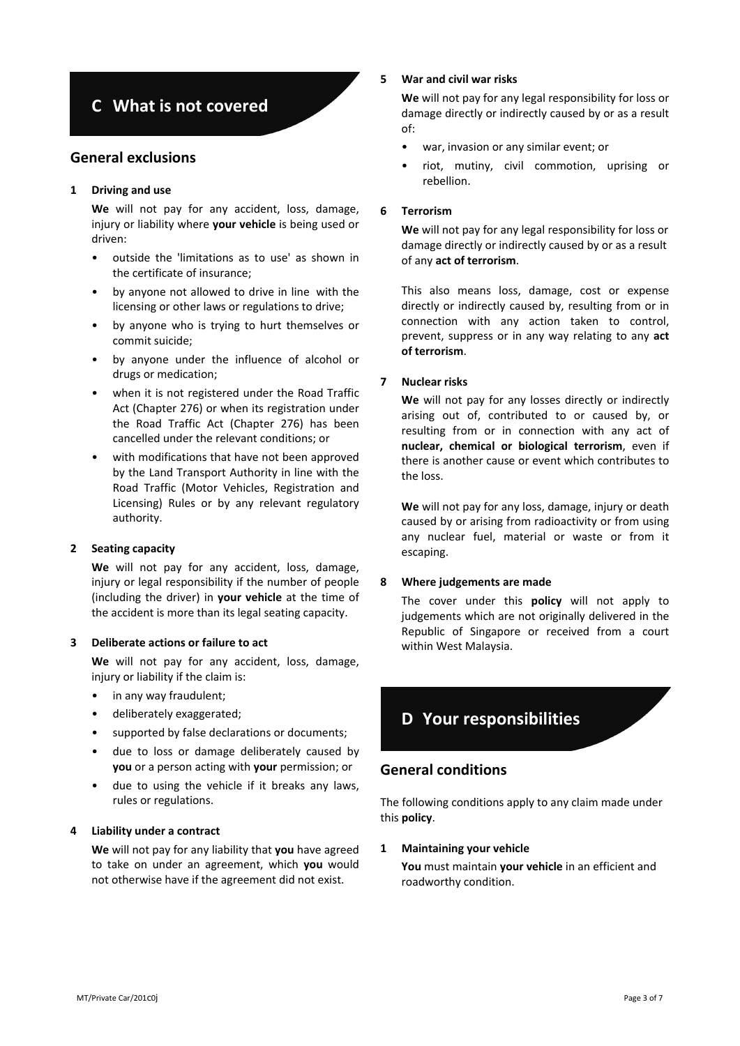# C What is not covered

## General exclusions

### 1 Driving and use

**We** will not pay for any accident, loss, damage, injury or liability where **your vehicle** is being used or driven:

- outside the 'limitations as to use' as shown in the certificate of insurance;
- by anyone not allowed to drive in line with the licensing or other laws or regulations to drive;
- by anyone who is trying to hurt themselves or commit suicide;
- by anyone under the influence of alcohol or drugs or medication;
- when it is not registered under the Road Traffic Act (Chapter 276) or when its registration under the Road Traffic Act (Chapter 276) has been cancelled under the relevant conditions; or
- with modifications that have not been approved by the Land Transport Authority in line with the Road Traffic (Motor Vehicles, Registration and Licensing) Rules or by any relevant regulatory authority.

### 2 Seating capacity

**We** will not pay for any accident, loss, damage, injury or legal responsibility if the number of people (including the driver) in **your vehicle** at the time of the accident is more than its legal seating capacity.

### 3 Deliberate actions or failure to act

**We** will not pay for any accident, loss, damage, injury or liability if the claim is:

- in any way fraudulent;
- deliberately exaggerated;
- supported by false declarations or documents;
- due to loss or damage deliberately caused by **you** or a person acting with **your** permission; or
- due to using the vehicle if it breaks any laws, rules or regulations.

### 4 Liability under a contract

**We** will not pay for any liability that **you** have agreed to take on under an agreement, which **you** would not otherwise have if the agreement did not exist.

### 5 War and civil war risks

**We** will not pay for any legal responsibility for loss or damage directly or indirectly caused by or as a result of:

- war, invasion or any similar event; or
- riot, mutiny, civil commotion, uprising or rebellion.

### 6 Terrorism

**We** will not pay for any legal responsibility for loss or damage directly or indirectly caused by or as a result of any **act of terrorism**.

This also means loss, damage, cost or expense directly or indirectly caused by, resulting from or in connection with any action taken to control, prevent, suppress or in any way relating to any **act of terrorism**.

### 7 Nuclear risks

**We** will not pay for any losses directly or indirectly arising out of, contributed to or caused by, or resulting from or in connection with any act of **nuclear, chemical or biological terrorism**, even if there is another cause or event which contributes to the loss.

**We** will not pay for any loss, damage, injury or death caused by or arising from radioactivity or from using any nuclear fuel, material or waste or from it escaping.

### 8 Where judgements are made

The cover under this **policy** will not apply to judgements which are not originally delivered in the Republic of Singapore or received from a court within West Malaysia.

# D Your responsibilities

## General conditions

The following conditions apply to any claim made under this **policy**.

### 1 Maintaining your vehicle

**You** must maintain **your vehicle** in an efficient and roadworthy condition.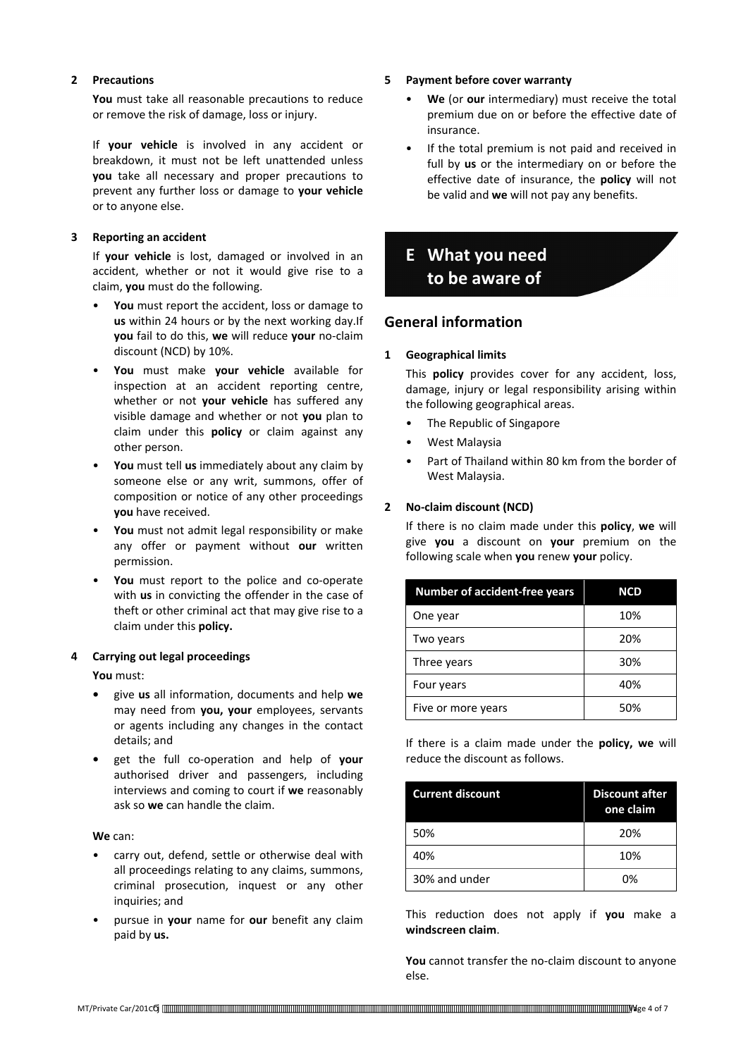**2 Precautions**

**You** must take all reasonable precautions to reduce or remove the risk of damage, loss or injury.

If **your vehicle** is involved in any accident or breakdown, it must not be left unattended unless **you** take all necessary and proper precautions to prevent any further loss or damage to **your vehicle** or to anyone else.

**3 Reporting an accident**

If **your vehicle** is lost, damaged or involved in an accident, whether or not it would give rise to a claim, **you** must do the following.

- **You** must report the accident, loss or damage to **us** within 24 hours or by the next working day.If **you** fail to do this, **we** will reduce **your** no-claim discount (NCD) by 10%.
- **You** must make **your vehicle** available for inspection at an accident reporting centre, whether or not **your vehicle** has suffered any visible damage and whether or not **you** plan to claim under this **policy** or claim against any other person.
- **You** must tell **us** immediately about any claim by someone else or any writ, summons, offer of composition or notice of any other proceedings **you** have received.
- **You** must not admit legal responsibility or make any offer or payment without **our** written permission.
- **You** must report to the police and co-operate with **us** in convicting the offender in the case of theft or other criminal act that may give rise to a claim under this **policy.**

**4 Carrying out legal proceedings**

**You** must:

- give **us** all information, documents and help **we** may need from **you, your** employees, servants or agents including any changes in the contact details; and
- get the full co-operation and help of **your** authorised driver and passengers, including interviews and coming to court if **we** reasonably ask so **we** can handle the claim.

**We** can:

- carry out, defend, settle or otherwise deal with all proceedings relating to any claims, criminal prosecution, inquest or any other inquiries; and
- pursue in **your** name for **our** benefit any claim paid by **us.**

**5 Payment before cover warranty**

- **We** (or **our** intermediary) must receive the total premium due on or before the effective date of insurance.
- If the total premium is not paid and received in full by **us** or the intermediary on or before the effective date of insurance, the **policy** will not be valid and **we** will not pay any benefits.

# E What you need to be aware of

## General information

**1 Geographical limits**

This **policy** provides cover for any accident, loss, damage, injury or legal responsibility arising within the following geographical areas.

- The Republic of Singapore
- West Malaysia
- Part of Thailand within 80 km from the border of West Malaysia.

**2 No-claim discount (NCD)**

If there is no claim made under this **policy**, **we** will give **you** a discount on **your** premium on the following scale when **you** renew **your** policy.

| Number of accident-free years | NCD |
|---|---|
| One year | 10% |
| Two years | 20% |
| Three years | 30% |
| Four years | 40% |
| Five or more years | 50% |

If there is a claim made under the **policy, we** will reduce the discount as follows.

| Current discount | Discount after one claim |
|---|---|
| 50% | 20% |
| 40% | 10% |
| 30% and under | 0% |

This reduction does not apply if **you** make a **windscreen claim**.

**You** cannot transfer the no-claim discount to anyone else.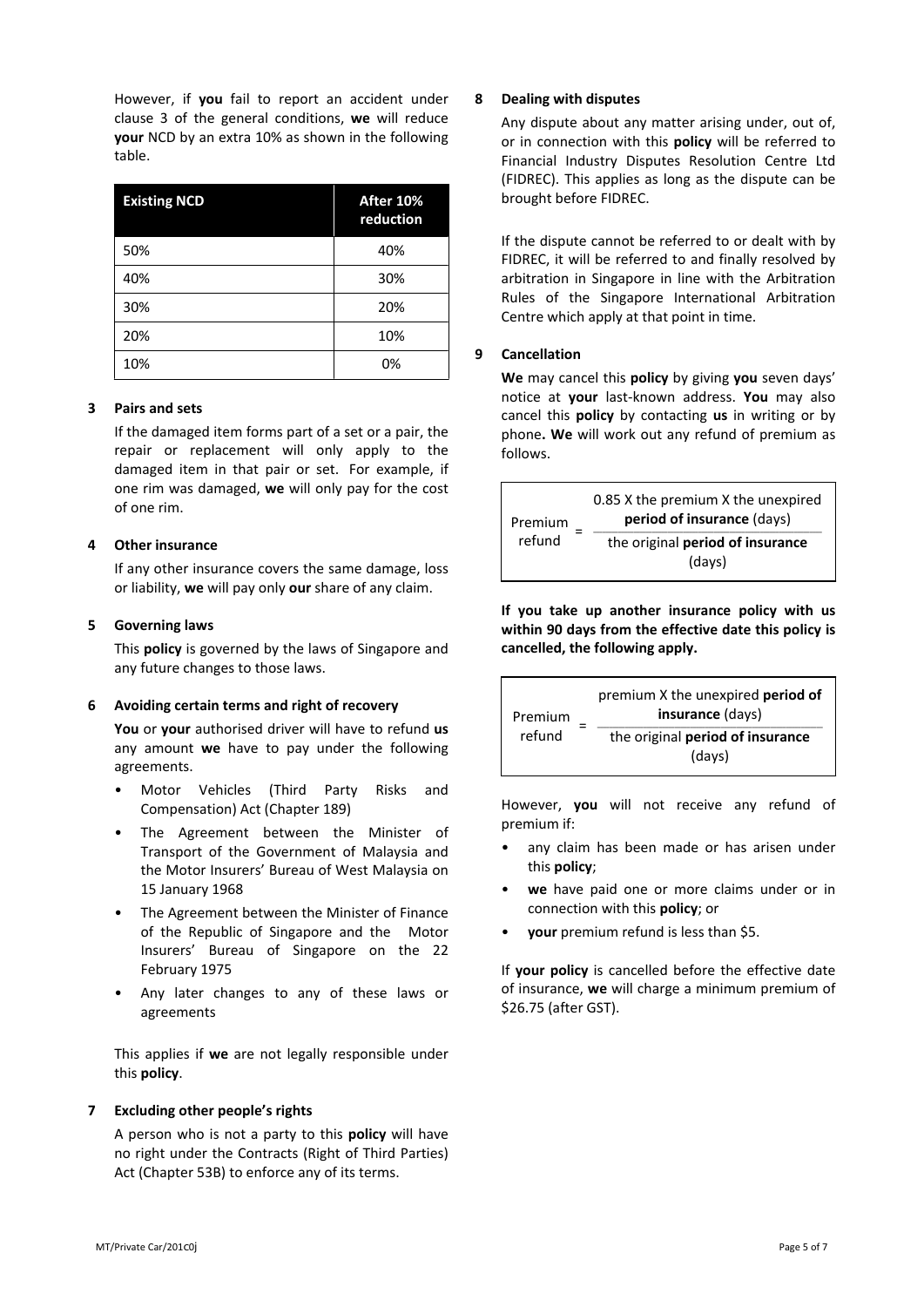However, if **you** fail to report an accident under clause 3 of the general conditions, **we** will reduce **your** NCD by an extra 10% as shown in the following table.

| Existing NCD | After 10% reduction |
|---|---|
| 50% | 40% |
| 40% | 30% |
| 30% | 20% |
| 20% | 10% |
| 10% | 0% |

**3 Pairs and sets**

If the damaged item forms part of a set or a pair, the repair or replacement will only apply to the damaged item in that pair or set. For example, if one rim was damaged, **we** will only pay for the cost of one rim.

**4 Other insurance**

If any other insurance covers the same damage, loss or liability, **we** will pay only **our** share of any claim.

**5 Governing laws**

This **policy** is governed by the laws of Singapore and any future changes to those laws.

**6 Avoiding certain terms and right of recovery**

**You** or **your** authorised driver will have to refund **us** any amount **we** have to pay under the following agreements.

- Motor Vehicles (Third Party Risks and Compensation) Act (Chapter 189)
- The Agreement between the Minister of Transport of the Government of Malaysia and the Motor Insurers' Bureau of West Malaysia on 15 January 1968
- The Agreement between the Minister of Finance of the Republic of Singapore and the Motor Insurers' Bureau of Singapore on the 22 February 1975
- Any later changes to any of these laws or agreements

This applies if **we** are not legally responsible under this **policy**.

**7 Excluding other people's rights**

A person who is not a party to this **policy** will have no right under the Contracts (Right of Third Parties) Act (Chapter 53B) to enforce any of its terms.

**8 Dealing with disputes**

Any dispute about any matter arising under, out of, or in connection with this **policy** will be referred to Financial Industry Disputes Resolution Centre Ltd (FIDREC). This applies as long as the dispute can be brought before FIDREC.

If the dispute cannot be referred to or dealt with by FIDREC, it will be referred to and finally resolved by arbitration in Singapore in line with the Arbitration Rules of the Singapore International Arbitration Centre which apply at that point in time.

**9 Cancellation**

**We** may cancel this **policy** by giving **you** seven days' notice at **your** last-known address. **You** may also cancel this **policy** by contacting **us** in writing or by phone**. We** will work out any refund of premium as follows.

$$\text{Premium refund} = \frac{0.85 \times \text{the premium} \times \text{the unexpired } \textbf{period of insurance} \text{ (days)}}{\text{the original } \textbf{period of insurance} \text{ (days)}}$$

**If you take up another insurance policy with us within 90 days from the effective date this policy is cancelled, the following apply.**

$$\text{Premium refund} = \frac{\text{premium} \times \text{the unexpired } \textbf{period of insurance} \text{ (days)}}{\text{the original } \textbf{period of insurance} \text{ (days)}}$$

However, **you** will not receive any refund of premium if:

- any claim has been made or has arisen under this **policy**;
- **we** have paid one or more claims under or in connection with this **policy**; or
- **your** premium refund is less than $5.

If **your policy** is cancelled before the effective date of insurance, **we** will charge a minimum premium of $26.75 (after GST).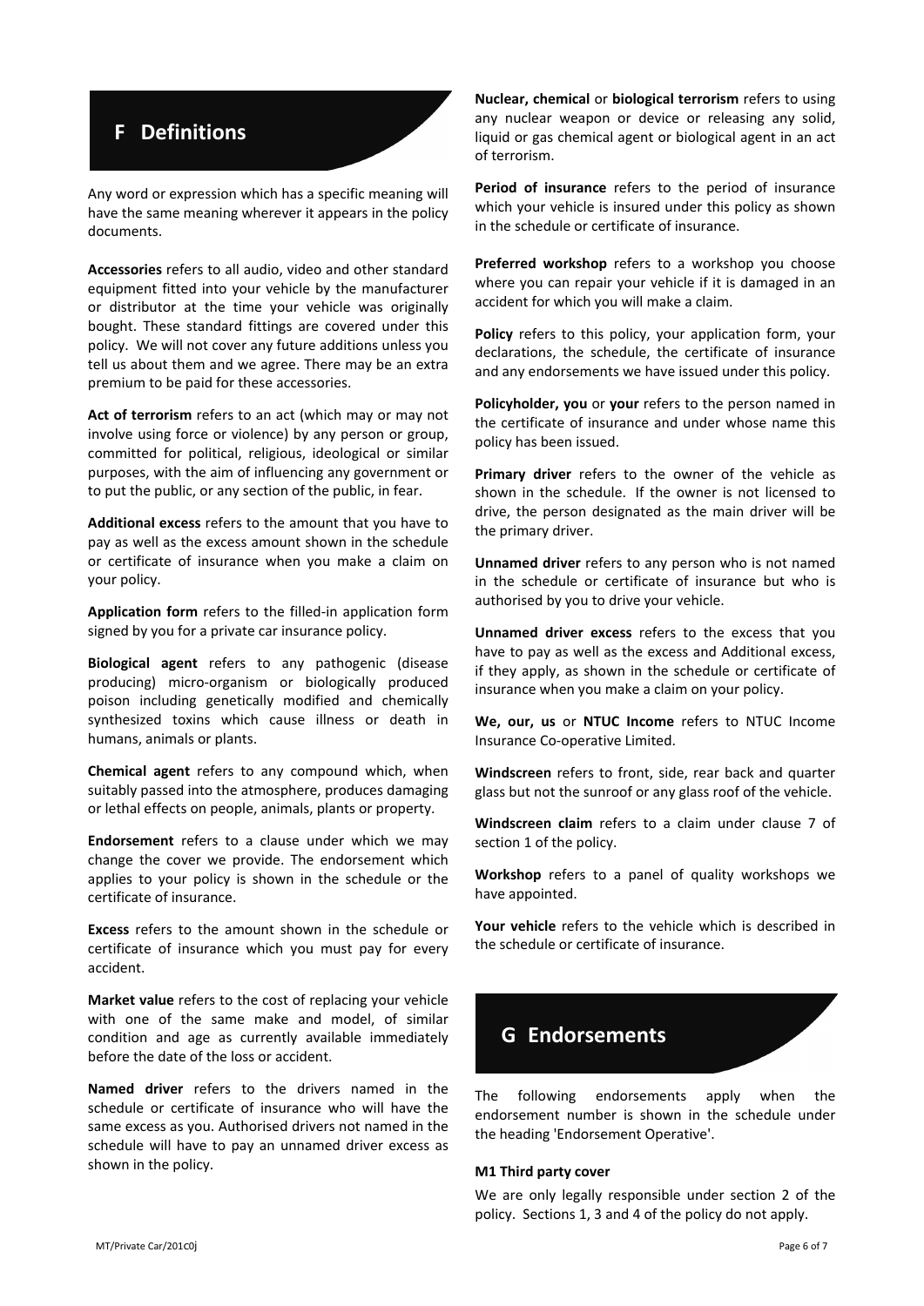## F Definitions

Any word or expression which has a specific meaning will have the same meaning wherever it appears in the policy documents.

**Accessories** refers to all audio, video and other standard equipment fitted into your vehicle by the manufacturer or distributor at the time your vehicle was originally bought. These standard fittings are covered under this policy. We will not cover any future additions unless you tell us about them and we agree. There may be an extra premium to be paid for these accessories.

**Act of terrorism** refers to an act (which may or may not involve using force or violence) by any person or group, committed for political, religious, ideological or similar purposes, with the aim of influencing any government or to put the public, or any section of the public, in fear.

**Additional excess** refers to the amount that you have to pay as well as the excess amount shown in the schedule or certificate of insurance when you make a claim on your policy.

**Application form** refers to the filled-in application form signed by you for a private car insurance policy.

**Biological agent** refers to any pathogenic (disease producing) micro-organism or biologically produced poison including genetically modified and chemically synthesized toxins which cause illness or death in humans, animals or plants.

**Chemical agent** refers to any compound which, when suitably passed into the atmosphere, produces damaging or lethal effects on people, animals, plants or property.

**Endorsement** refers to a clause under which we may change the cover we provide. The endorsement which applies to your policy is shown in the schedule or the certificate of insurance.

**Excess** refers to the amount shown in the schedule or certificate of insurance which you must pay for every accident.

**Market value** refers to the cost of replacing your vehicle with one of the same make and model, of similar condition and age as currently available immediately before the date of the loss or accident.

**Named driver** refers to the drivers named in the schedule or certificate of insurance who will have the same excess as you. Authorised drivers not named in the schedule will have to pay an unnamed driver excess as shown in the policy.

**Nuclear, chemical** or **biological terrorism** refers to using any nuclear weapon or device or releasing any solid, liquid or gas chemical agent or biological agent in an act of terrorism.

**Period of insurance** refers to the period of insurance which your vehicle is insured under this policy as shown in the schedule or certificate of insurance.

**Preferred workshop** refers to a workshop you choose where you can repair your vehicle if it is damaged in an accident for which you will make a claim.

**Policy** refers to this policy, your application form, your declarations, the schedule, the certificate of insurance and any endorsements we have issued under this policy.

**Policyholder, you** or **your** refers to the person named in the certificate of insurance and under whose name this policy has been issued.

**Primary driver** refers to the owner of the vehicle as shown in the schedule. If the owner is not licensed to drive, the person designated as the main driver will be the primary driver.

**Unnamed driver** refers to any person who is not named in the schedule or certificate of insurance but who is authorised by you to drive your vehicle.

**Unnamed driver excess** refers to the excess that you have to pay as well as the excess and Additional excess, if they apply, as shown in the schedule or certificate of insurance when you make a claim on your policy.

**We, our, us** or **NTUC Income** refers to NTUC Income Insurance Co-operative Limited.

**Windscreen** refers to front, side, rear back and quarter glass but not the sunroof or any glass roof of the vehicle.

**Windscreen claim** refers to a claim under clause 7 of section 1 of the policy.

**Workshop** refers to a panel of quality workshops we have appointed.

**Your vehicle** refers to the vehicle which is described in the schedule or certificate of insurance.

## G Endorsements

The following endorsements apply when the endorsement number is shown in the schedule under the heading 'Endorsement Operative'.

**M1 Third party cover**

We are only legally responsible under section 2 of the policy. Sections 1, 3 and 4 of the policy do not apply.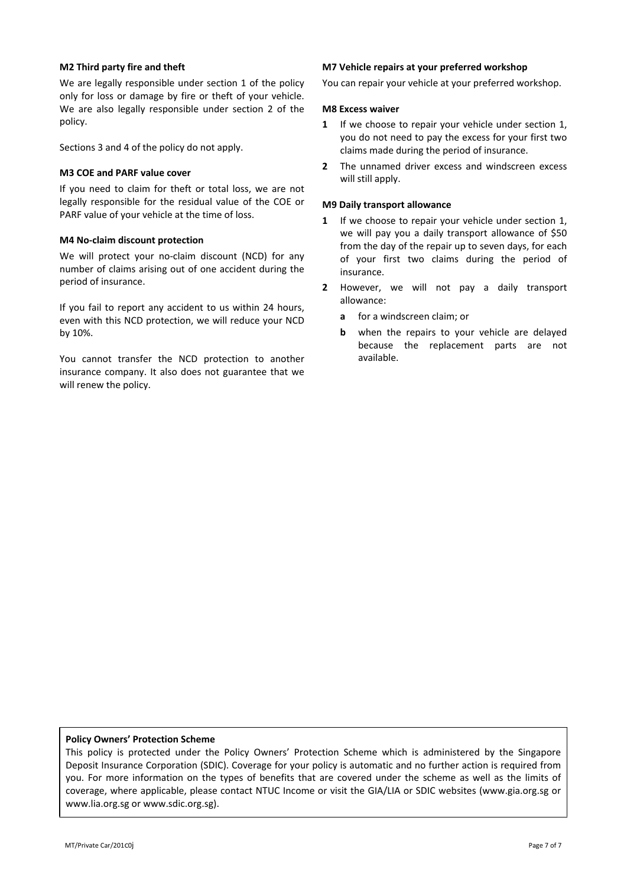**M2 Third party fire and theft**

We are legally responsible under section 1 of the policy only for loss or damage by fire or theft of your vehicle. We are also legally responsible under section 2 of the policy.

Sections 3 and 4 of the policy do not apply.

**M3 COE and PARF value cover**

If you need to claim for theft or total loss, we are not legally responsible for the residual value of the COE or PARF value of your vehicle at the time of loss.

**M4 No-claim discount protection**

We will protect your no-claim discount (NCD) for any number of claims arising out of one accident during the period of insurance.

If you fail to report any accident to us within 24 hours, even with this NCD protection, we will reduce your NCD by 10%.

You cannot transfer the NCD protection to another insurance company. It also does not guarantee that we will renew the policy.

**M7 Vehicle repairs at your preferred workshop**

You can repair your vehicle at your preferred workshop.

**M8 Excess waiver**

1. If we choose to repair your vehicle under section 1, you do not need to pay the excess for your first two claims made during the period of insurance.
2. The unnamed driver excess and windscreen excess will still apply.

**M9 Daily transport allowance**

1. If we choose to repair your vehicle under section 1, we will pay you a daily transport allowance of $50 from the day of the repair up to seven days, for each of your first two claims during the period of insurance.
2. However, we will not pay a daily transport allowance:
   - **a** for a windscreen claim; or
   - **b** when the repairs to your vehicle are delayed because the replacement parts are not available.

**Policy Owners' Protection Scheme**

This policy is protected under the Policy Owners' Protection Scheme which is administered by the Singapore Deposit Insurance Corporation (SDIC). Coverage for your policy is automatic and no further action is required from you. For more information on the types of benefits that are covered under the scheme as well as the limits of coverage, where applicable, please contact NTUC Income or visit the GIA/LIA or SDIC websites (www.gia.org.sg or www.lia.org.sg or www.sdic.org.sg).